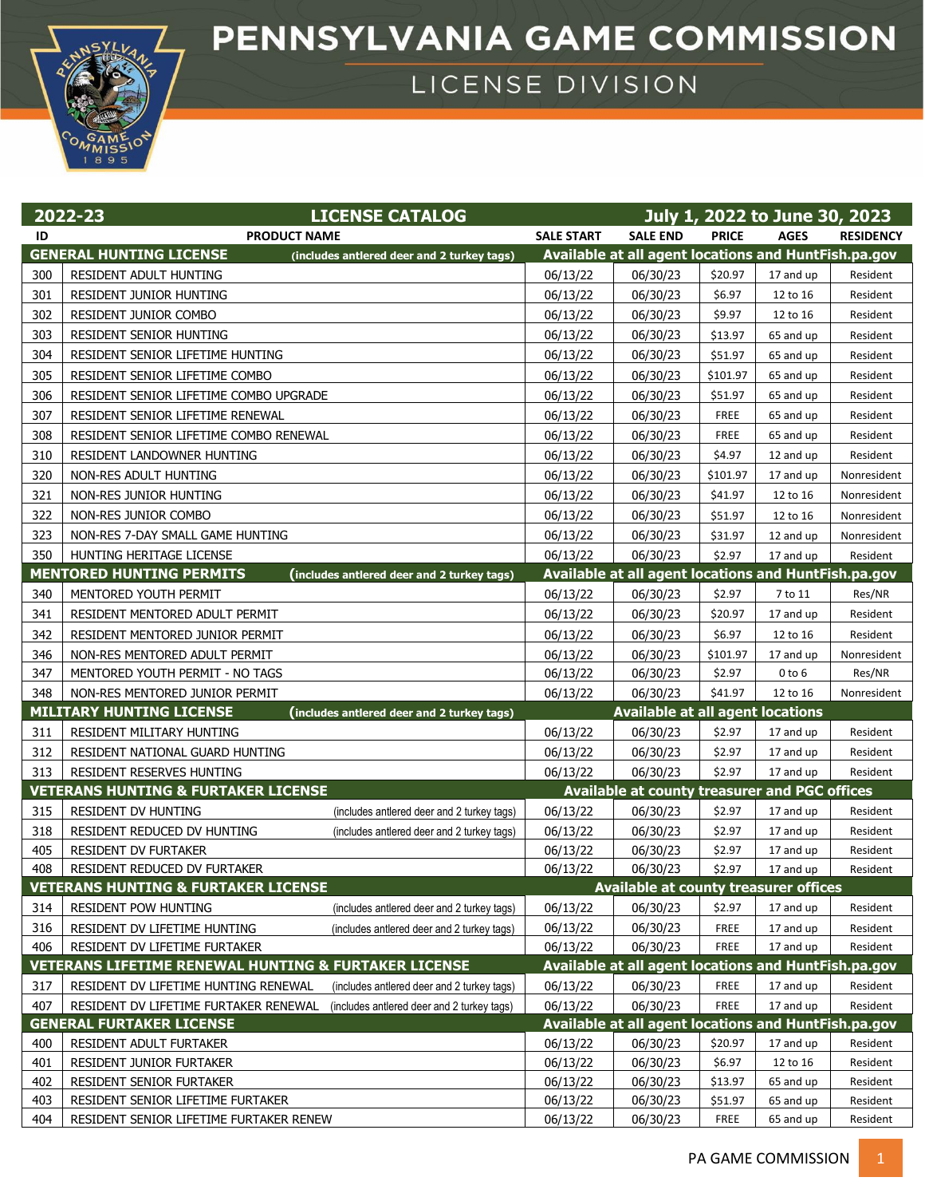# PENNSYLVANIA GAME COMMISSION

## LICENSE DIVISION

| 2022-23 | LICENSE CATALOG | | | July 1, 2022 to June 30, 2023 | | |
|---|---|---|---|---|---|---|
| **ID** | **PRODUCT NAME** | **SALE START** | **SALE END** | **PRICE** | **AGES** | **RESIDENCY** |
| **GENERAL HUNTING LICENSE** | **(includes antlered deer and 2 turkey tags)** | **Available at all agent locations and HuntFish.pa.gov** | | | | |
| 300 | RESIDENT ADULT HUNTING | 06/13/22 | 06/30/23 | $20.97 | 17 and up | Resident |
| 301 | RESIDENT JUNIOR HUNTING | 06/13/22 | 06/30/23 | $6.97 | 12 to 16 | Resident |
| 302 | RESIDENT JUNIOR COMBO | 06/13/22 | 06/30/23 | $9.97 | 12 to 16 | Resident |
| 303 | RESIDENT SENIOR HUNTING | 06/13/22 | 06/30/23 | $13.97 | 65 and up | Resident |
| 304 | RESIDENT SENIOR LIFETIME HUNTING | 06/13/22 | 06/30/23 | $51.97 | 65 and up | Resident |
| 305 | RESIDENT SENIOR LIFETIME COMBO | 06/13/22 | 06/30/23 | $101.97 | 65 and up | Resident |
| 306 | RESIDENT SENIOR LIFETIME COMBO UPGRADE | 06/13/22 | 06/30/23 | $51.97 | 65 and up | Resident |
| 307 | RESIDENT SENIOR LIFETIME RENEWAL | 06/13/22 | 06/30/23 | FREE | 65 and up | Resident |
| 308 | RESIDENT SENIOR LIFETIME COMBO RENEWAL | 06/13/22 | 06/30/23 | FREE | 65 and up | Resident |
| 310 | RESIDENT LANDOWNER HUNTING | 06/13/22 | 06/30/23 | $4.97 | 12 and up | Resident |
| 320 | NON-RES ADULT HUNTING | 06/13/22 | 06/30/23 | $101.97 | 17 and up | Nonresident |
| 321 | NON-RES JUNIOR HUNTING | 06/13/22 | 06/30/23 | $41.97 | 12 to 16 | Nonresident |
| 322 | NON-RES JUNIOR COMBO | 06/13/22 | 06/30/23 | $51.97 | 12 to 16 | Nonresident |
| 323 | NON-RES 7-DAY SMALL GAME HUNTING | 06/13/22 | 06/30/23 | $31.97 | 12 and up | Nonresident |
| 350 | HUNTING HERITAGE LICENSE | 06/13/22 | 06/30/23 | $2.97 | 17 and up | Resident |
| **MENTORED HUNTING PERMITS** | **(includes antlered deer and 2 turkey tags)** | **Available at all agent locations and HuntFish.pa.gov** | | | | |
| 340 | MENTORED YOUTH PERMIT | 06/13/22 | 06/30/23 | $2.97 | 7 to 11 | Res/NR |
| 341 | RESIDENT MENTORED ADULT PERMIT | 06/13/22 | 06/30/23 | $20.97 | 17 and up | Resident |
| 342 | RESIDENT MENTORED JUNIOR PERMIT | 06/13/22 | 06/30/23 | $6.97 | 12 to 16 | Resident |
| 346 | NON-RES MENTORED ADULT PERMIT | 06/13/22 | 06/30/23 | $101.97 | 17 and up | Nonresident |
| 347 | MENTORED YOUTH PERMIT - NO TAGS | 06/13/22 | 06/30/23 | $2.97 | 0 to 6 | Res/NR |
| 348 | NON-RES MENTORED JUNIOR PERMIT | 06/13/22 | 06/30/23 | $41.97 | 12 to 16 | Nonresident |
| **MILITARY HUNTING LICENSE** | **(includes antlered deer and 2 turkey tags)** | **Available at all agent locations** | | | | |
| 311 | RESIDENT MILITARY HUNTING | 06/13/22 | 06/30/23 | $2.97 | 17 and up | Resident |
| 312 | RESIDENT NATIONAL GUARD HUNTING | 06/13/22 | 06/30/23 | $2.97 | 17 and up | Resident |
| 313 | RESIDENT RESERVES HUNTING | 06/13/22 | 06/30/23 | $2.97 | 17 and up | Resident |
| **VETERANS HUNTING & FURTAKER LICENSE** | | **Available at county treasurer and PGC offices** | | | | |
| 315 | RESIDENT DV HUNTING (includes antlered deer and 2 turkey tags) | 06/13/22 | 06/30/23 | $2.97 | 17 and up | Resident |
| 318 | RESIDENT REDUCED DV HUNTING (includes antlered deer and 2 turkey tags) | 06/13/22 | 06/30/23 | $2.97 | 17 and up | Resident |
| 405 | RESIDENT DV FURTAKER | 06/13/22 | 06/30/23 | $2.97 | 17 and up | Resident |
| 408 | RESIDENT REDUCED DV FURTAKER | 06/13/22 | 06/30/23 | $2.97 | 17 and up | Resident |
| **VETERANS HUNTING & FURTAKER LICENSE** | | **Available at county treasurer offices** | | | | |
| 314 | RESIDENT POW HUNTING (includes antlered deer and 2 turkey tags) | 06/13/22 | 06/30/23 | $2.97 | 17 and up | Resident |
| 316 | RESIDENT DV LIFETIME HUNTING (includes antlered deer and 2 turkey tags) | 06/13/22 | 06/30/23 | FREE | 17 and up | Resident |
| 406 | RESIDENT DV LIFETIME FURTAKER | 06/13/22 | 06/30/23 | FREE | 17 and up | Resident |
| **VETERANS LIFETIME RENEWAL HUNTING & FURTAKER LICENSE** | | **Available at all agent locations and HuntFish.pa.gov** | | | | |
| 317 | RESIDENT DV LIFETIME HUNTING RENEWAL (includes antlered deer and 2 turkey tags) | 06/13/22 | 06/30/23 | FREE | 17 and up | Resident |
| 407 | RESIDENT DV LIFETIME FURTAKER RENEWAL (includes antlered deer and 2 turkey tags) | 06/13/22 | 06/30/23 | FREE | 17 and up | Resident |
| **GENERAL FURTAKER LICENSE** | | **Available at all agent locations and HuntFish.pa.gov** | | | | |
| 400 | RESIDENT ADULT FURTAKER | 06/13/22 | 06/30/23 | $20.97 | 17 and up | Resident |
| 401 | RESIDENT JUNIOR FURTAKER | 06/13/22 | 06/30/23 | $6.97 | 12 to 16 | Resident |
| 402 | RESIDENT SENIOR FURTAKER | 06/13/22 | 06/30/23 | $13.97 | 65 and up | Resident |
| 403 | RESIDENT SENIOR LIFETIME FURTAKER | 06/13/22 | 06/30/23 | $51.97 | 65 and up | Resident |
| 404 | RESIDENT SENIOR LIFETIME FURTAKER RENEW | 06/13/22 | 06/30/23 | FREE | 65 and up | Resident |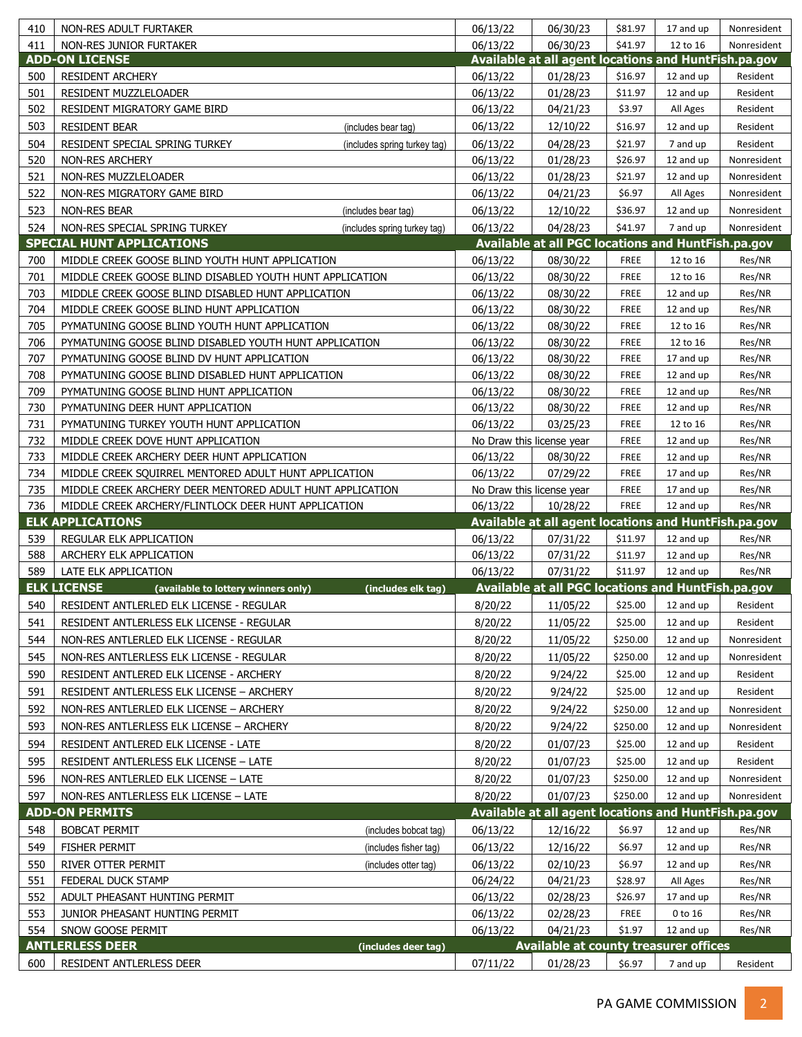| | | | | | | |
|---|---|---|---|---|---|---|
| 410 | NON-RES ADULT FURTAKER | 06/13/22 | 06/30/23 | $81.97 | 17 and up | Nonresident |
| 411 | NON-RES JUNIOR FURTAKER | 06/13/22 | 06/30/23 | $41.97 | 12 to 16 | Nonresident |
| **ADD-ON LICENSE** | | **Available at all agent locations and HuntFish.pa.gov** | | | | |
| 500 | RESIDENT ARCHERY | 06/13/22 | 01/28/23 | $16.97 | 12 and up | Resident |
| 501 | RESIDENT MUZZLELOADER | 06/13/22 | 01/28/23 | $11.97 | 12 and up | Resident |
| 502 | RESIDENT MIGRATORY GAME BIRD | 06/13/22 | 04/21/23 | $3.97 | All Ages | Resident |
| 503 | RESIDENT BEAR (includes bear tag) | 06/13/22 | 12/10/22 | $16.97 | 12 and up | Resident |
| 504 | RESIDENT SPECIAL SPRING TURKEY (includes spring turkey tag) | 06/13/22 | 04/28/23 | $21.97 | 7 and up | Resident |
| 520 | NON-RES ARCHERY | 06/13/22 | 01/28/23 | $26.97 | 12 and up | Nonresident |
| 521 | NON-RES MUZZLELOADER | 06/13/22 | 01/28/23 | $21.97 | 12 and up | Nonresident |
| 522 | NON-RES MIGRATORY GAME BIRD | 06/13/22 | 04/21/23 | $6.97 | All Ages | Nonresident |
| 523 | NON-RES BEAR (includes bear tag) | 06/13/22 | 12/10/22 | $36.97 | 12 and up | Nonresident |
| 524 | NON-RES SPECIAL SPRING TURKEY (includes spring turkey tag) | 06/13/22 | 04/28/23 | $41.97 | 7 and up | Nonresident |
| **SPECIAL HUNT APPLICATIONS** | | **Available at all PGC locations and HuntFish.pa.gov** | | | | |
| 700 | MIDDLE CREEK GOOSE BLIND YOUTH HUNT APPLICATION | 06/13/22 | 08/30/22 | FREE | 12 to 16 | Res/NR |
| 701 | MIDDLE CREEK GOOSE BLIND DISABLED YOUTH HUNT APPLICATION | 06/13/22 | 08/30/22 | FREE | 12 to 16 | Res/NR |
| 703 | MIDDLE CREEK GOOSE BLIND DISABLED HUNT APPLICATION | 06/13/22 | 08/30/22 | FREE | 12 and up | Res/NR |
| 704 | MIDDLE CREEK GOOSE BLIND HUNT APPLICATION | 06/13/22 | 08/30/22 | FREE | 12 and up | Res/NR |
| 705 | PYMATUNING GOOSE BLIND YOUTH HUNT APPLICATION | 06/13/22 | 08/30/22 | FREE | 12 to 16 | Res/NR |
| 706 | PYMATUNING GOOSE BLIND DISABLED YOUTH HUNT APPLICATION | 06/13/22 | 08/30/22 | FREE | 12 to 16 | Res/NR |
| 707 | PYMATUNING GOOSE BLIND DV HUNT APPLICATION | 06/13/22 | 08/30/22 | FREE | 17 and up | Res/NR |
| 708 | PYMATUNING GOOSE BLIND DISABLED HUNT APPLICATION | 06/13/22 | 08/30/22 | FREE | 12 and up | Res/NR |
| 709 | PYMATUNING GOOSE BLIND HUNT APPLICATION | 06/13/22 | 08/30/22 | FREE | 12 and up | Res/NR |
| 730 | PYMATUNING DEER HUNT APPLICATION | 06/13/22 | 08/30/22 | FREE | 12 and up | Res/NR |
| 731 | PYMATUNING TURKEY YOUTH HUNT APPLICATION | 06/13/22 | 03/25/23 | FREE | 12 to 16 | Res/NR |
| 732 | MIDDLE CREEK DOVE HUNT APPLICATION | No Draw this license year | | FREE | 12 and up | Res/NR |
| 733 | MIDDLE CREEK ARCHERY DEER HUNT APPLICATION | 06/13/22 | 08/30/22 | FREE | 12 and up | Res/NR |
| 734 | MIDDLE CREEK SQUIRREL MENTORED ADULT HUNT APPLICATION | 06/13/22 | 07/29/22 | FREE | 17 and up | Res/NR |
| 735 | MIDDLE CREEK ARCHERY DEER MENTORED ADULT HUNT APPLICATION | No Draw this license year | | FREE | 17 and up | Res/NR |
| 736 | MIDDLE CREEK ARCHERY/FLINTLOCK DEER HUNT APPLICATION | 06/13/22 | 10/28/22 | FREE | 12 and up | Res/NR |
| **ELK APPLICATIONS** | | **Available at all agent locations and HuntFish.pa.gov** | | | | |
| 539 | REGULAR ELK APPLICATION | 06/13/22 | 07/31/22 | $11.97 | 12 and up | Res/NR |
| 588 | ARCHERY ELK APPLICATION | 06/13/22 | 07/31/22 | $11.97 | 12 and up | Res/NR |
| 589 | LATE ELK APPLICATION | 06/13/22 | 07/31/22 | $11.97 | 12 and up | Res/NR |
| **ELK LICENSE** | **(available to lottery winners only) (includes elk tag)** | **Available at all PGC locations and HuntFish.pa.gov** | | | | |
| 540 | RESIDENT ANTLERLED ELK LICENSE - REGULAR | 8/20/22 | 11/05/22 | $25.00 | 12 and up | Resident |
| 541 | RESIDENT ANTLERLESS ELK LICENSE - REGULAR | 8/20/22 | 11/05/22 | $25.00 | 12 and up | Resident |
| 544 | NON-RES ANTLERLED ELK LICENSE - REGULAR | 8/20/22 | 11/05/22 | $250.00 | 12 and up | Nonresident |
| 545 | NON-RES ANTLERLESS ELK LICENSE - REGULAR | 8/20/22 | 11/05/22 | $250.00 | 12 and up | Nonresident |
| 590 | RESIDENT ANTLERED ELK LICENSE - ARCHERY | 8/20/22 | 9/24/22 | $25.00 | 12 and up | Resident |
| 591 | RESIDENT ANTLERLESS ELK LICENSE – ARCHERY | 8/20/22 | 9/24/22 | $25.00 | 12 and up | Resident |
| 592 | NON-RES ANTLERLED ELK LICENSE – ARCHERY | 8/20/22 | 9/24/22 | $250.00 | 12 and up | Nonresident |
| 593 | NON-RES ANTLERLESS ELK LICENSE – ARCHERY | 8/20/22 | 9/24/22 | $250.00 | 12 and up | Nonresident |
| 594 | RESIDENT ANTLERED ELK LICENSE - LATE | 8/20/22 | 01/07/23 | $25.00 | 12 and up | Resident |
| 595 | RESIDENT ANTLERLESS ELK LICENSE – LATE | 8/20/22 | 01/07/23 | $25.00 | 12 and up | Resident |
| 596 | NON-RES ANTLERLED ELK LICENSE – LATE | 8/20/22 | 01/07/23 | $250.00 | 12 and up | Nonresident |
| 597 | NON-RES ANTLERLESS ELK LICENSE – LATE | 8/20/22 | 01/07/23 | $250.00 | 12 and up | Nonresident |
| **ADD-ON PERMITS** | | **Available at all agent locations and HuntFish.pa.gov** | | | | |
| 548 | BOBCAT PERMIT (includes bobcat tag) | 06/13/22 | 12/16/22 | $6.97 | 12 and up | Res/NR |
| 549 | FISHER PERMIT (includes fisher tag) | 06/13/22 | 12/16/22 | $6.97 | 12 and up | Res/NR |
| 550 | RIVER OTTER PERMIT (includes otter tag) | 06/13/22 | 02/10/23 | $6.97 | 12 and up | Res/NR |
| 551 | FEDERAL DUCK STAMP | 06/24/22 | 04/21/23 | $28.97 | All Ages | Res/NR |
| 552 | ADULT PHEASANT HUNTING PERMIT | 06/13/22 | 02/28/23 | $26.97 | 17 and up | Res/NR |
| 553 | JUNIOR PHEASANT HUNTING PERMIT | 06/13/22 | 02/28/23 | FREE | 0 to 16 | Res/NR |
| 554 | SNOW GOOSE PERMIT | 06/13/22 | 04/21/23 | $1.97 | 12 and up | Res/NR |
| **ANTLERLESS DEER** | **(includes deer tag)** | **Available at county treasurer offices** | | | | |
| 600 | RESIDENT ANTLERLESS DEER | 07/11/22 | 01/28/23 | $6.97 | 7 and up | Resident |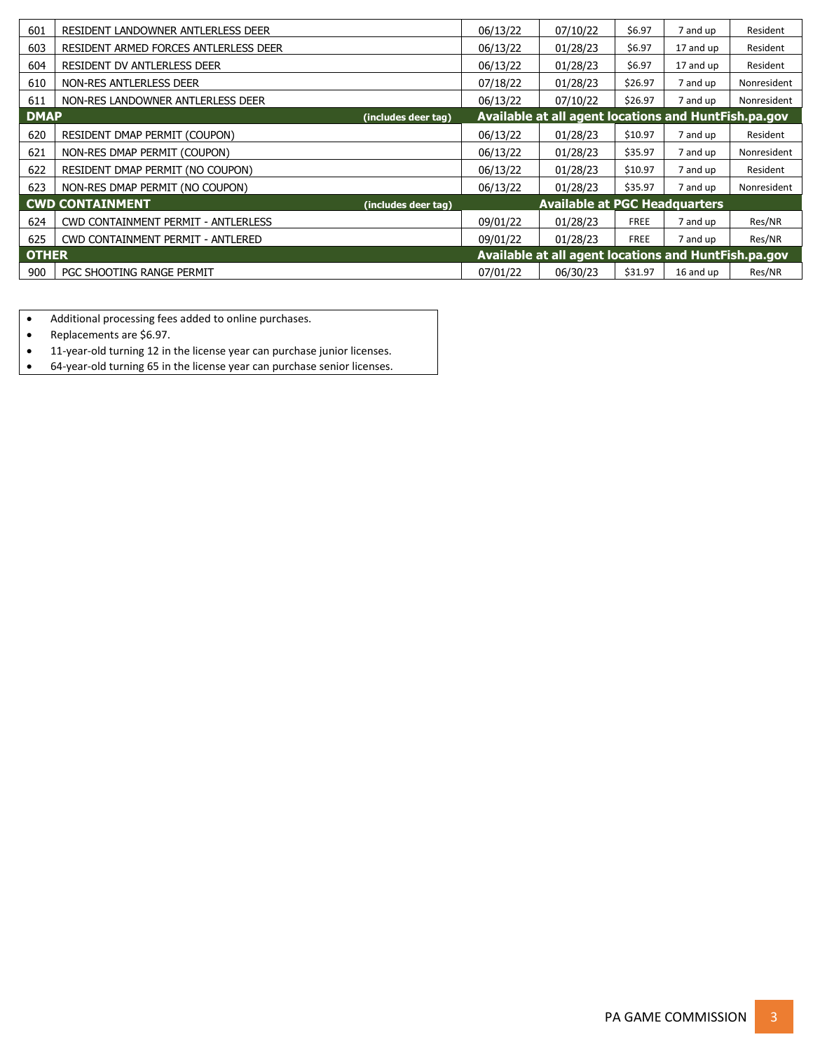| | | | | | | |
|---|---|---|---|---|---|---|
| 601 | RESIDENT LANDOWNER ANTLERLESS DEER | 06/13/22 | 07/10/22 | $6.97 | 7 and up | Resident |
| 603 | RESIDENT ARMED FORCES ANTLERLESS DEER | 06/13/22 | 01/28/23 | $6.97 | 17 and up | Resident |
| 604 | RESIDENT DV ANTLERLESS DEER | 06/13/22 | 01/28/23 | $6.97 | 17 and up | Resident |
| 610 | NON-RES ANTLERLESS DEER | 07/18/22 | 01/28/23 | $26.97 | 7 and up | Nonresident |
| 611 | NON-RES LANDOWNER ANTLERLESS DEER | 06/13/22 | 07/10/22 | $26.97 | 7 and up | Nonresident |
| **DMAP** | **(includes deer tag)** | **Available at all agent locations and HuntFish.pa.gov** | | | | |
| 620 | RESIDENT DMAP PERMIT (COUPON) | 06/13/22 | 01/28/23 | $10.97 | 7 and up | Resident |
| 621 | NON-RES DMAP PERMIT (COUPON) | 06/13/22 | 01/28/23 | $35.97 | 7 and up | Nonresident |
| 622 | RESIDENT DMAP PERMIT (NO COUPON) | 06/13/22 | 01/28/23 | $10.97 | 7 and up | Resident |
| 623 | NON-RES DMAP PERMIT (NO COUPON) | 06/13/22 | 01/28/23 | $35.97 | 7 and up | Nonresident |
| **CWD CONTAINMENT** | **(includes deer tag)** | **Available at PGC Headquarters** | | | | |
| 624 | CWD CONTAINMENT PERMIT - ANTLERLESS | 09/01/22 | 01/28/23 | FREE | 7 and up | Res/NR |
| 625 | CWD CONTAINMENT PERMIT - ANTLERED | 09/01/22 | 01/28/23 | FREE | 7 and up | Res/NR |
| **OTHER** | | **Available at all agent locations and HuntFish.pa.gov** | | | | |
| 900 | PGC SHOOTING RANGE PERMIT | 07/01/22 | 06/30/23 | $31.97 | 16 and up | Res/NR |

- Additional processing fees added to online purchases.
- Replacements are $6.97.
- 11-year-old turning 12 in the license year can purchase junior licenses.
- 64-year-old turning 65 in the license year can purchase senior licenses.